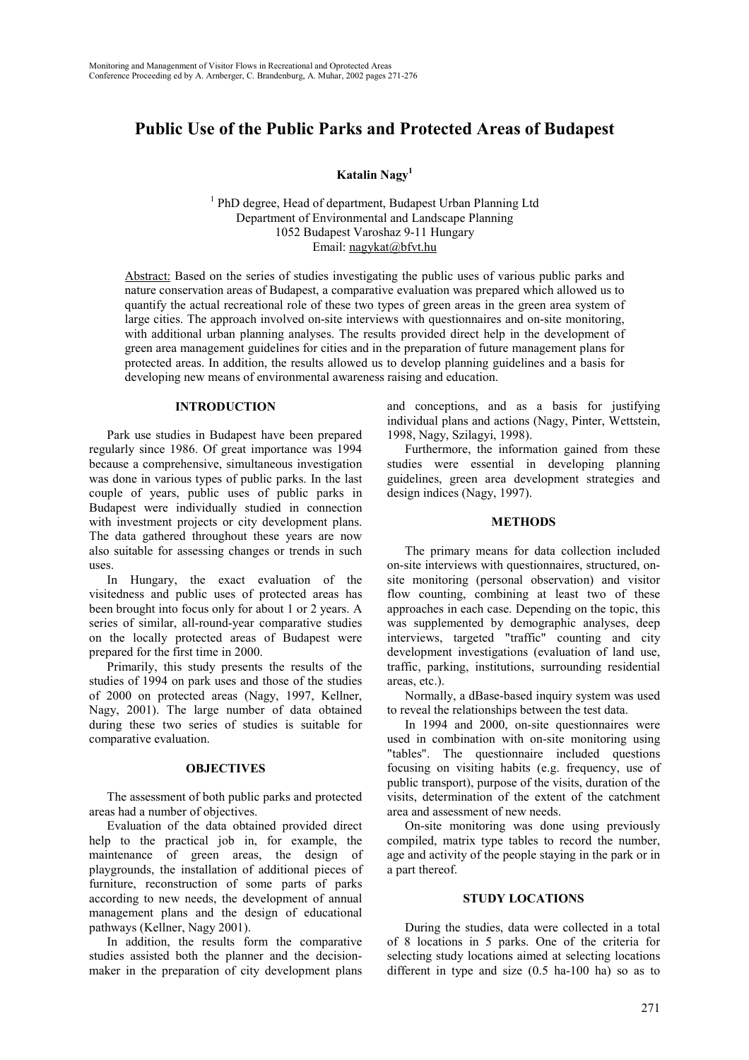# Public Use of the Public Parks and Protected Areas of Budapest

**Katalin Nagy**[1]

[1] PhD degree, Head of department, Budapest Urban Planning Ltd
Department of Environmental and Landscape Planning
1052 Budapest Varoshaz 9-11 Hungary
Email: nagykat@bfvt.hu

Abstract: Based on the series of studies investigating the public uses of various public parks and nature conservation areas of Budapest, a comparative evaluation was prepared which allowed us to quantify the actual recreational role of these two types of green areas in the green area system of large cities. The approach involved on-site interviews with questionnaires and on-site monitoring, with additional urban planning analyses. The results provided direct help in the development of green area management guidelines for cities and in the preparation of future management plans for protected areas. In addition, the results allowed us to develop planning guidelines and a basis for developing new means of environmental awareness raising and education.

## INTRODUCTION

Park use studies in Budapest have been prepared regularly since 1986. Of great importance was 1994 because a comprehensive, simultaneous investigation was done in various types of public parks. In the last couple of years, public uses of public parks in Budapest were individually studied in connection with investment projects or city development plans. The data gathered throughout these years are now also suitable for assessing changes or trends in such uses.

In Hungary, the exact evaluation of the visitedness and public uses of protected areas has been brought into focus only for about 1 or 2 years. A series of similar, all-round-year comparative studies on the locally protected areas of Budapest were prepared for the first time in 2000.

Primarily, this study presents the results of the studies of 1994 on park uses and those of the studies of 2000 on protected areas (Nagy, 1997, Kellner, Nagy, 2001). The large number of data obtained during these two series of studies is suitable for comparative evaluation.

## OBJECTIVES

The assessment of both public parks and protected areas had a number of objectives.

Evaluation of the data obtained provided direct help to the practical job in, for example, the maintenance of green areas, the design of playgrounds, the installation of additional pieces of furniture, reconstruction of some parts of parks according to new needs, the development of annual management plans and the design of educational pathways (Kellner, Nagy 2001).

In addition, the results form the comparative studies assisted both the planner and the decision-maker in the preparation of city development plans and conceptions, and as a basis for justifying individual plans and actions (Nagy, Pinter, Wettstein, 1998, Nagy, Szilagyi, 1998).

Furthermore, the information gained from these studies were essential in developing planning guidelines, green area development strategies and design indices (Nagy, 1997).

## METHODS

The primary means for data collection included on-site interviews with questionnaires, structured, on-site monitoring (personal observation) and visitor flow counting, combining at least two of these approaches in each case. Depending on the topic, this was supplemented by demographic analyses, deep interviews, targeted "traffic" counting and city development investigations (evaluation of land use, traffic, parking, institutions, surrounding residential areas, etc.).

Normally, a dBase-based inquiry system was used to reveal the relationships between the test data.

In 1994 and 2000, on-site questionnaires were used in combination with on-site monitoring using "tables". The questionnaire included questions focusing on visiting habits (e.g. frequency, use of public transport), purpose of the visits, duration of the visits, determination of the extent of the catchment area and assessment of new needs.

On-site monitoring was done using previously compiled, matrix type tables to record the number, age and activity of the people staying in the park or in a part thereof.

## STUDY LOCATIONS

During the studies, data were collected in a total of 8 locations in 5 parks. One of the criteria for selecting study locations aimed at selecting locations different in type and size (0.5 ha-100 ha) so as to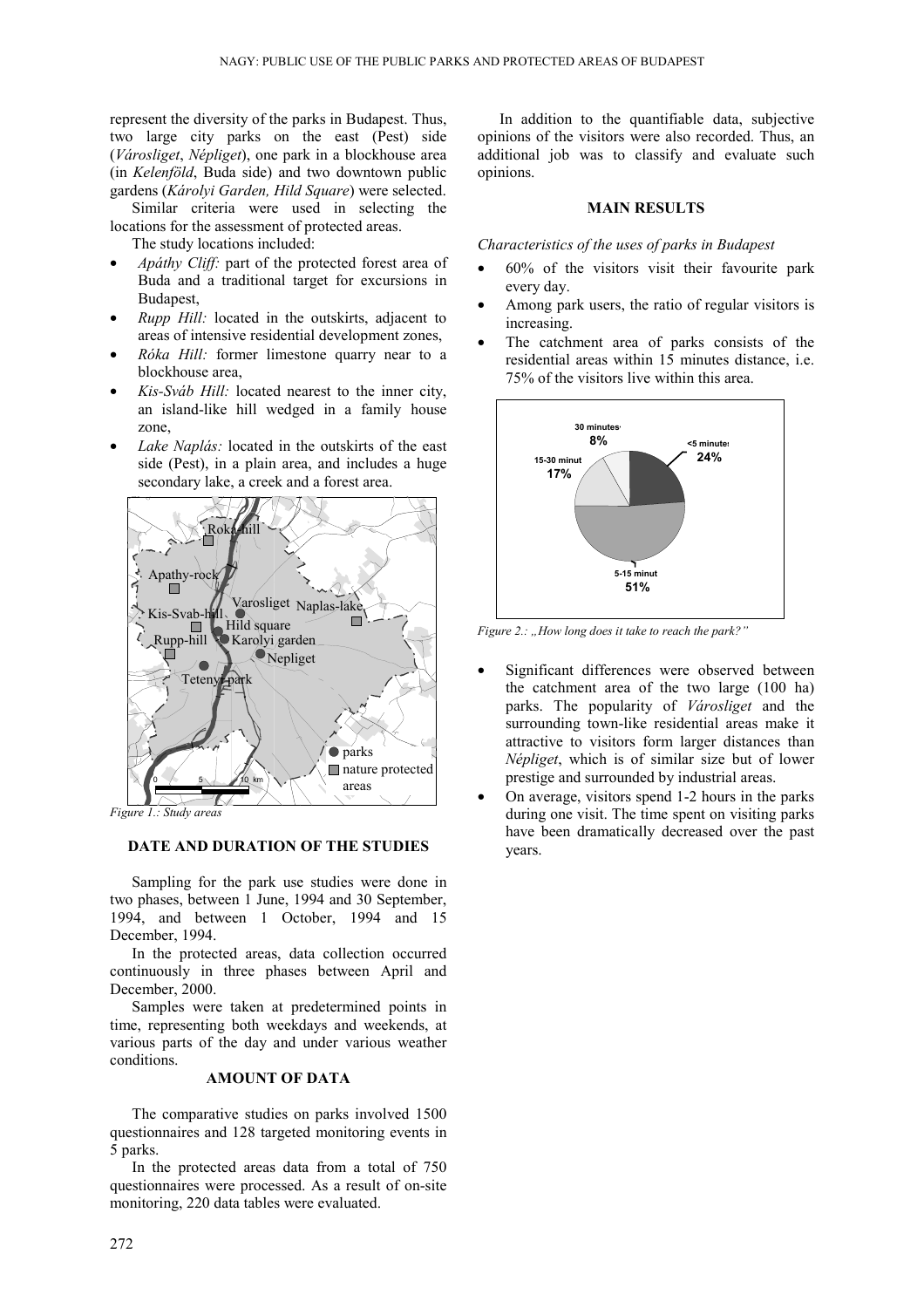represent the diversity of the parks in Budapest. Thus, two large city parks on the east (Pest) side (*Városliget*, *Népliget*), one park in a blockhouse area (in *Kelenföld*, Buda side) and two downtown public gardens (*Károlyi Garden, Hild Square*) were selected.

Similar criteria were used in selecting the locations for the assessment of protected areas.

The study locations included:

- *Apáthy Cliff:* part of the protected forest area of Buda and a traditional target for excursions in Budapest,
- *Rupp Hill:* located in the outskirts, adjacent to areas of intensive residential development zones,
- *Róka Hill:* former limestone quarry near to a blockhouse area,
- *Kis-Sváb Hill:* located nearest to the inner city, an island-like hill wedged in a family house zone,
- *Lake Naplás:* located in the outskirts of the east side (Pest), in a plain area, and includes a huge secondary lake, a creek and a forest area.

*Figure 1.: Study areas*

### DATE AND DURATION OF THE STUDIES

Sampling for the park use studies were done in two phases, between 1 June, 1994 and 30 September, 1994, and between 1 October, 1994 and 15 December, 1994.

In the protected areas, data collection occurred continuously in three phases between April and December, 2000.

Samples were taken at predetermined points in time, representing both weekdays and weekends, at various parts of the day and under various weather conditions.

### AMOUNT OF DATA

The comparative studies on parks involved 1500 questionnaires and 128 targeted monitoring events in 5 parks.

In the protected areas data from a total of 750 questionnaires were processed. As a result of on-site monitoring, 220 data tables were evaluated.

In addition to the quantifiable data, subjective opinions of the visitors were also recorded. Thus, an additional job was to classify and evaluate such opinions.

### MAIN RESULTS

*Characteristics of the uses of parks in Budapest*

- 60% of the visitors visit their favourite park every day.
- Among park users, the ratio of regular visitors is increasing.
- The catchment area of parks consists of the residential areas within 15 minutes distance, i.e. 75% of the visitors live within this area.

*Figure 2.: „How long does it take to reach the park?"*

- Significant differences were observed between the catchment area of the two large (100 ha) parks. The popularity of *Városliget* and the surrounding town-like residential areas make it attractive to visitors form larger distances than *Népliget*, which is of similar size but of lower prestige and surrounded by industrial areas.
- On average, visitors spend 1-2 hours in the parks during one visit. The time spent on visiting parks have been dramatically decreased over the past years.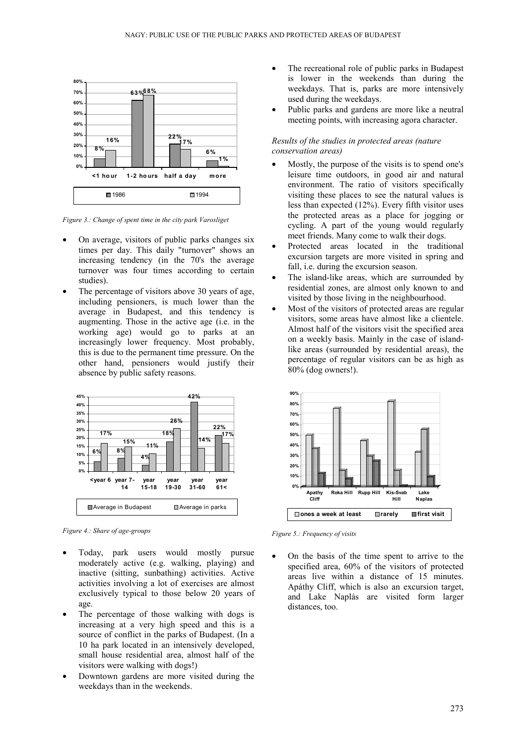*Figure 3.: Change of spent time in the city park Varosliget*

- On average, visitors of public parks changes six times per day. This daily "turnover" shows an increasing tendency (in the 70's the average turnover was four times according to certain studies).
- The percentage of visitors above 30 years of age, including pensioners, is much lower than the average in Budapest, and this tendency is augmenting. Those in the active age (i.e. in the working age) would go to parks at an increasingly lower frequency. Most probably, this is due to the permanent time pressure. On the other hand, pensioners would justify their absence by public safety reasons.

*Figure 4.: Share of age-groups*

- Today, park users would mostly pursue moderately active (e.g. walking, playing) and inactive (sitting, sunbathing) activities. Active activities involving a lot of exercises are almost exclusively typical to those below 20 years of age.
- The percentage of those walking with dogs is increasing at a very high speed and this is a source of conflict in the parks of Budapest. (In a 10 ha park located in an intensively developed, small house residential area, almost half of the visitors were walking with dogs!)
- Downtown gardens are more visited during the weekdays than in the weekends.
- The recreational role of public parks in Budapest is lower in the weekends than during the weekdays. That is, parks are more intensively used during the weekdays.
- Public parks and gardens are more like a neutral meeting points, with increasing agora character.

*Results of the studies in protected areas (nature conservation areas)*

- Mostly, the purpose of the visits is to spend one's leisure time outdoors, in good air and natural environment. The ratio of visitors specifically visiting these places to see the natural values is less than expected (12%). Every fifth visitor uses the protected areas as a place for jogging or cycling. A part of the young would regularly meet friends. Many come to walk their dogs.
- Protected areas located in the traditional excursion targets are more visited in spring and fall, i.e. during the excursion season.
- The island-like areas, which are surrounded by residential zones, are almost only known to and visited by those living in the neighbourhood.
- Most of the visitors of protected areas are regular visitors, some areas have almost like a clientele. Almost half of the visitors visit the specified area on a weekly basis. Mainly in the case of island-like areas (surrounded by residential areas), the percentage of regular visitors can be as high as 80% (dog owners!).

*Figure 5.: Frequency of visits*

- On the basis of the time spent to arrive to the specified area, 60% of the visitors of protected areas live within a distance of 15 minutes. Apáthy Cliff, which is also an excursion target, and Lake Naplás are visited form larger distances, too.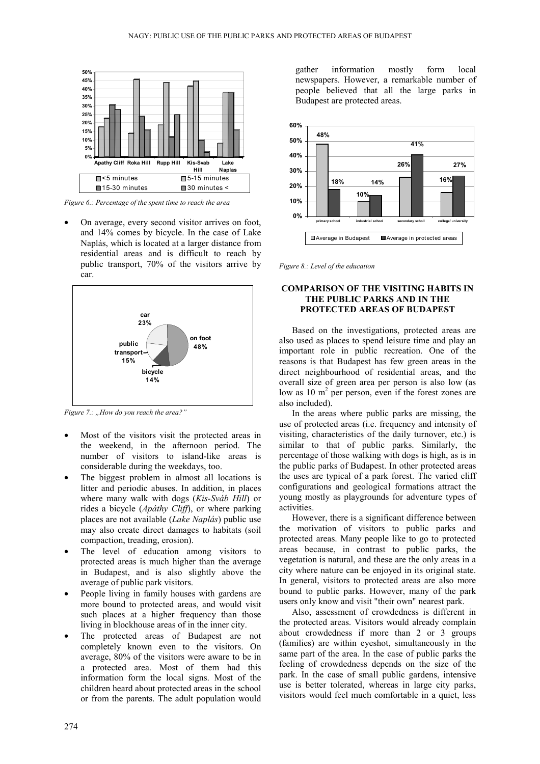*Figure 6.: Percentage of the spent time to reach the area*

- On average, every second visitor arrives on foot, and 14% comes by bicycle. In the case of Lake Naplás, which is located at a larger distance from residential areas and is difficult to reach by public transport, 70% of the visitors arrive by car.

*Figure 7.: „How do you reach the area?"*

- Most of the visitors visit the protected areas in the weekend, in the afternoon period. The number of visitors to island-like areas is considerable during the weekdays, too.
- The biggest problem in almost all locations is litter and periodic abuses. In addition, in places where many walk with dogs (*Kis-Sváb Hill*) or rides a bicycle (*Apáthy Cliff*), or where parking places are not available (*Lake Naplás*) public use may also create direct damages to habitats (soil compaction, treading, erosion).
- The level of education among visitors to protected areas is much higher than the average in Budapest, and is also slightly above the average of public park visitors.
- People living in family houses with gardens are more bound to protected areas, and would visit such places at a higher frequency than those living in blockhouse areas of in the inner city.
- The protected areas of Budapest are not completely known even to the visitors. On average, 80% of the visitors were aware to be in a protected area. Most of them had this information form the local signs. Most of the children heard about protected areas in the school or from the parents. The adult population would gather information mostly form local newspapers. However, a remarkable number of people believed that all the large parks in Budapest are protected areas.

*Figure 8.: Level of the education*

## COMPARISON OF THE VISITING HABITS IN THE PUBLIC PARKS AND IN THE PROTECTED AREAS OF BUDAPEST

Based on the investigations, protected areas are also used as places to spend leisure time and play an important role in public recreation. One of the reasons is that Budapest has few green areas in the direct neighbourhood of residential areas, and the overall size of green area per person is also low (as low as 10 $m^2$ per person, even if the forest zones are also included).

In the areas where public parks are missing, the use of protected areas (i.e. frequency and intensity of visiting, characteristics of the daily turnover, etc.) is similar to that of public parks. Similarly, the percentage of those walking with dogs is high, as is in the public parks of Budapest. In other protected areas the uses are typical of a park forest. The varied cliff configurations and geological formations attract the young mostly as playgrounds for adventure types of activities.

However, there is a significant difference between the motivation of visitors to public parks and protected areas. Many people like to go to protected areas because, in contrast to public parks, the vegetation is natural, and these are the only areas in a city where nature can be enjoyed in its original state. In general, visitors to protected areas are also more bound to public parks. However, many of the park users only know and visit "their own" nearest park.

Also, assessment of crowdedness is different in the protected areas. Visitors would already complain about crowdedness if more than 2 or 3 groups (families) are within eyeshot, simultaneously in the same part of the area. In the case of public parks the feeling of crowdedness depends on the size of the park. In the case of small public gardens, intensive use is better tolerated, whereas in large city parks, visitors would feel much comfortable in a quiet, less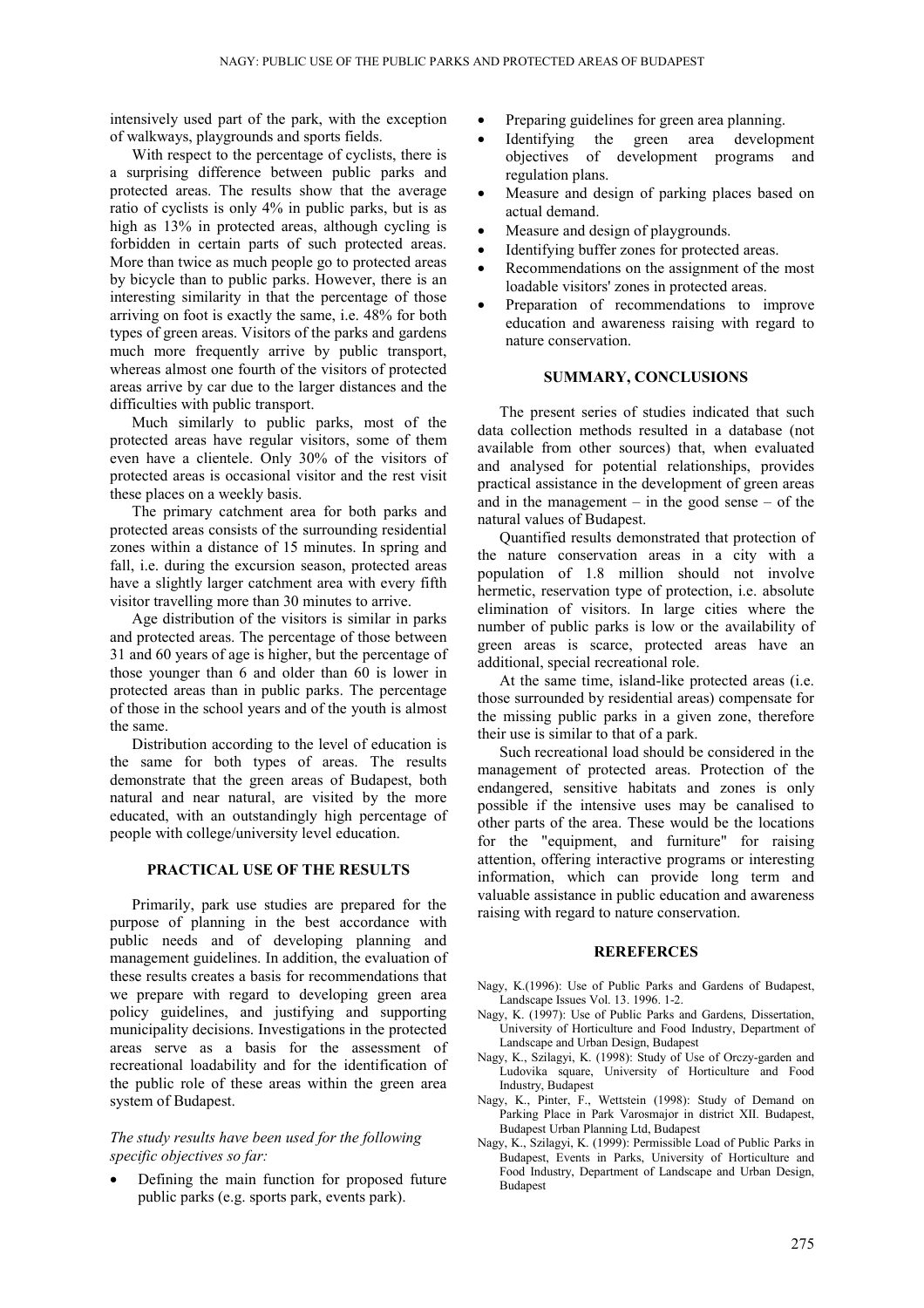intensively used part of the park, with the exception of walkways, playgrounds and sports fields.

With respect to the percentage of cyclists, there is a surprising difference between public parks and protected areas. The results show that the average ratio of cyclists is only 4% in public parks, but is as high as 13% in protected areas, although cycling is forbidden in certain parts of such protected areas. More than twice as much people go to protected areas by bicycle than to public parks. However, there is an interesting similarity in that the percentage of those arriving on foot is exactly the same, i.e. 48% for both types of green areas. Visitors of the parks and gardens much more frequently arrive by public transport, whereas almost one fourth of the visitors of protected areas arrive by car due to the larger distances and the difficulties with public transport.

Much similarly to public parks, most of the protected areas have regular visitors, some of them even have a clientele. Only 30% of the visitors of protected areas is occasional visitor and the rest visit these places on a weekly basis.

The primary catchment area for both parks and protected areas consists of the surrounding residential zones within a distance of 15 minutes. In spring and fall, i.e. during the excursion season, protected areas have a slightly larger catchment area with every fifth visitor travelling more than 30 minutes to arrive.

Age distribution of the visitors is similar in parks and protected areas. The percentage of those between 31 and 60 years of age is higher, but the percentage of those younger than 6 and older than 60 is lower in protected areas than in public parks. The percentage of those in the school years and of the youth is almost the same.

Distribution according to the level of education is the same for both types of areas. The results demonstrate that the green areas of Budapest, both natural and near natural, are visited by the more educated, with an outstandingly high percentage of people with college/university level education.

## PRACTICAL USE OF THE RESULTS

Primarily, park use studies are prepared for the purpose of planning in the best accordance with public needs and of developing planning and management guidelines. In addition, the evaluation of these results creates a basis for recommendations that we prepare with regard to developing green area policy guidelines, and justifying and supporting municipality decisions. Investigations in the protected areas serve as a basis for the assessment of recreational loadability and for the identification of the public role of these areas within the green area system of Budapest.

*The study results have been used for the following specific objectives so far:*

- Defining the main function for proposed future public parks (e.g. sports park, events park).
- Preparing guidelines for green area planning.
- Identifying the green area development objectives of development programs and regulation plans.
- Measure and design of parking places based on actual demand.
- Measure and design of playgrounds.
- Identifying buffer zones for protected areas.
- Recommendations on the assignment of the most loadable visitors' zones in protected areas.
- Preparation of recommendations to improve education and awareness raising with regard to nature conservation.

## SUMMARY, CONCLUSIONS

The present series of studies indicated that such data collection methods resulted in a database (not available from other sources) that, when evaluated and analysed for potential relationships, provides practical assistance in the development of green areas and in the management – in the good sense – of the natural values of Budapest.

Quantified results demonstrated that protection of the nature conservation areas in a city with a population of 1.8 million should not involve hermetic, reservation type of protection, i.e. absolute elimination of visitors. In large cities where the number of public parks is low or the availability of green areas is scarce, protected areas have an additional, special recreational role.

At the same time, island-like protected areas (i.e. those surrounded by residential areas) compensate for the missing public parks in a given zone, therefore their use is similar to that of a park.

Such recreational load should be considered in the management of protected areas. Protection of the endangered, sensitive habitats and zones is only possible if the intensive uses may be canalised to other parts of the area. These would be the locations for the "equipment, and furniture" for raising attention, offering interactive programs or interesting information, which can provide long term and valuable assistance in public education and awareness raising with regard to nature conservation.

## REREFERCES

Nagy, K.(1996): Use of Public Parks and Gardens of Budapest, Landscape Issues Vol. 13. 1996. 1-2.

Nagy, K. (1997): Use of Public Parks and Gardens, Dissertation, University of Horticulture and Food Industry, Department of Landscape and Urban Design, Budapest

Nagy, K., Szilagyi, K. (1998): Study of Use of Orczy-garden and Ludovika square, University of Horticulture and Food Industry, Budapest

Nagy, K., Pinter, F., Wettstein (1998): Study of Demand on Parking Place in Park Varosmajor in district XII. Budapest, Budapest Urban Planning Ltd, Budapest

Nagy, K., Szilagyi, K. (1999): Permissible Load of Public Parks in Budapest, Events in Parks, University of Horticulture and Food Industry, Department of Landscape and Urban Design, Budapest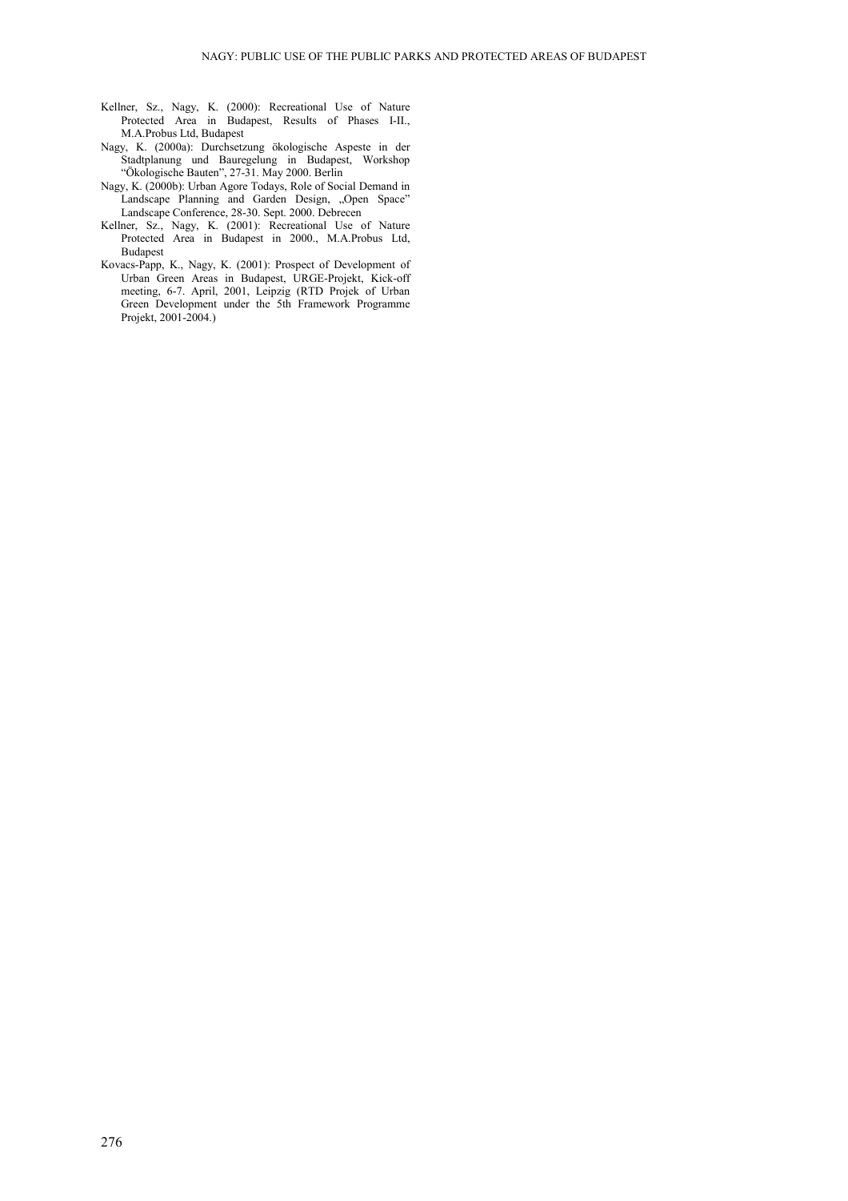Kellner, Sz., Nagy, K. (2000): Recreational Use of Nature Protected Area in Budapest, Results of Phases I-II., M.A.Probus Ltd, Budapest

Nagy, K. (2000a): Durchsetzung ökologische Aspeste in der Stadtplanung und Bauregelung in Budapest, Workshop "Ökologische Bauten", 27-31. May 2000. Berlin

Nagy, K. (2000b): Urban Agore Todays, Role of Social Demand in Landscape Planning and Garden Design, „Open Space" Landscape Conference, 28-30. Sept. 2000. Debrecen

Kellner, Sz., Nagy, K. (2001): Recreational Use of Nature Protected Area in Budapest in 2000., M.A.Probus Ltd, Budapest

Kovacs-Papp, K., Nagy, K. (2001): Prospect of Development of Urban Green Areas in Budapest, URGE-Projekt, Kick-off meeting, 6-7. April, 2001, Leipzig (RTD Projek of Urban Green Development under the 5th Framework Programme Projekt, 2001-2004.)